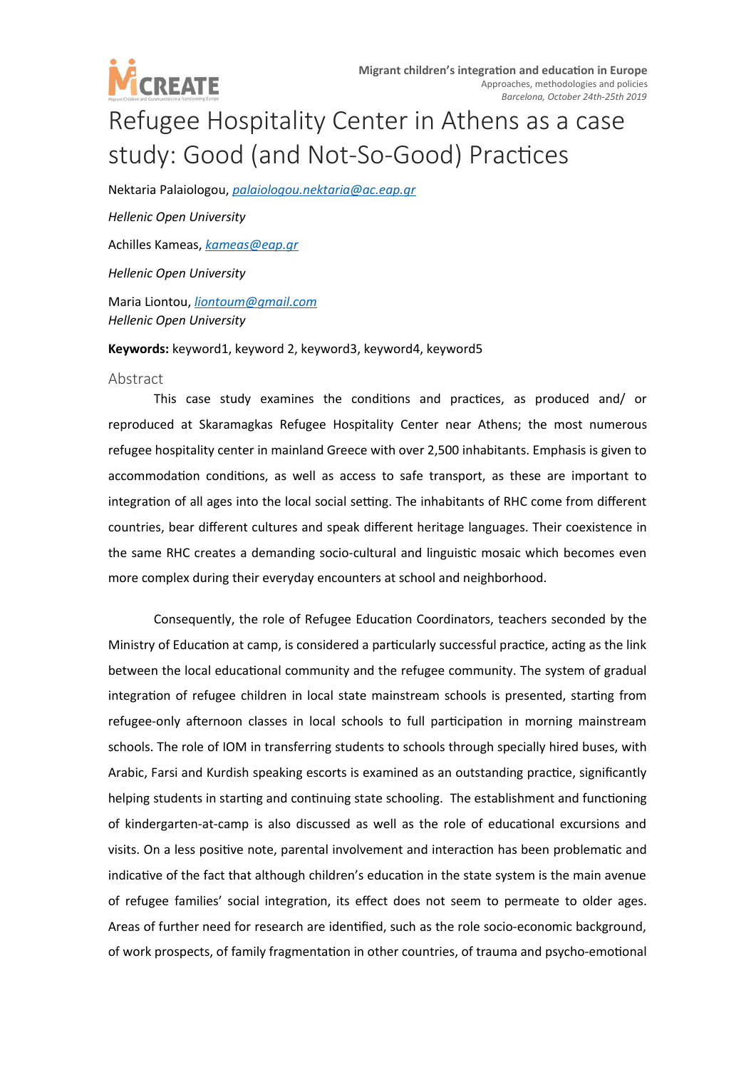# Refugee Hospitality Center in Athens as a case study: Good (and Not-So-Good) Practices

Nektaria Palaiologou, palaiologou.nektaria@ac.eap.gr

*Hellenic Open University*

Achilles Kameas, kameas@eap.gr

*Hellenic Open University*

Maria Liontou, liontoum@gmail.com
*Hellenic Open University*

**Keywords:** keyword1, keyword 2, keyword3, keyword4, keyword5

## Abstract

This case study examines the conditions and practices, as produced and/ or reproduced at Skaramagkas Refugee Hospitality Center near Athens; the most numerous refugee hospitality center in mainland Greece with over 2,500 inhabitants. Emphasis is given to accommodation conditions, as well as access to safe transport, as these are important to integration of all ages into the local social setting. The inhabitants of RHC come from different countries, bear different cultures and speak different heritage languages. Their coexistence in the same RHC creates a demanding socio-cultural and linguistic mosaic which becomes even more complex during their everyday encounters at school and neighborhood.

Consequently, the role of Refugee Education Coordinators, teachers seconded by the Ministry of Education at camp, is considered a particularly successful practice, acting as the link between the local educational community and the refugee community. The system of gradual integration of refugee children in local state mainstream schools is presented, starting from refugee-only afternoon classes in local schools to full participation in morning mainstream schools. The role of IOM in transferring students to schools through specially hired buses, with Arabic, Farsi and Kurdish speaking escorts is examined as an outstanding practice, significantly helping students in starting and continuing state schooling. The establishment and functioning of kindergarten-at-camp is also discussed as well as the role of educational excursions and visits. On a less positive note, parental involvement and interaction has been problematic and indicative of the fact that although children's education in the state system is the main avenue of refugee families' social integration, its effect does not seem to permeate to older ages. Areas of further need for research are identified, such as the role socio-economic background, of work prospects, of family fragmentation in other countries, of trauma and psycho-emotional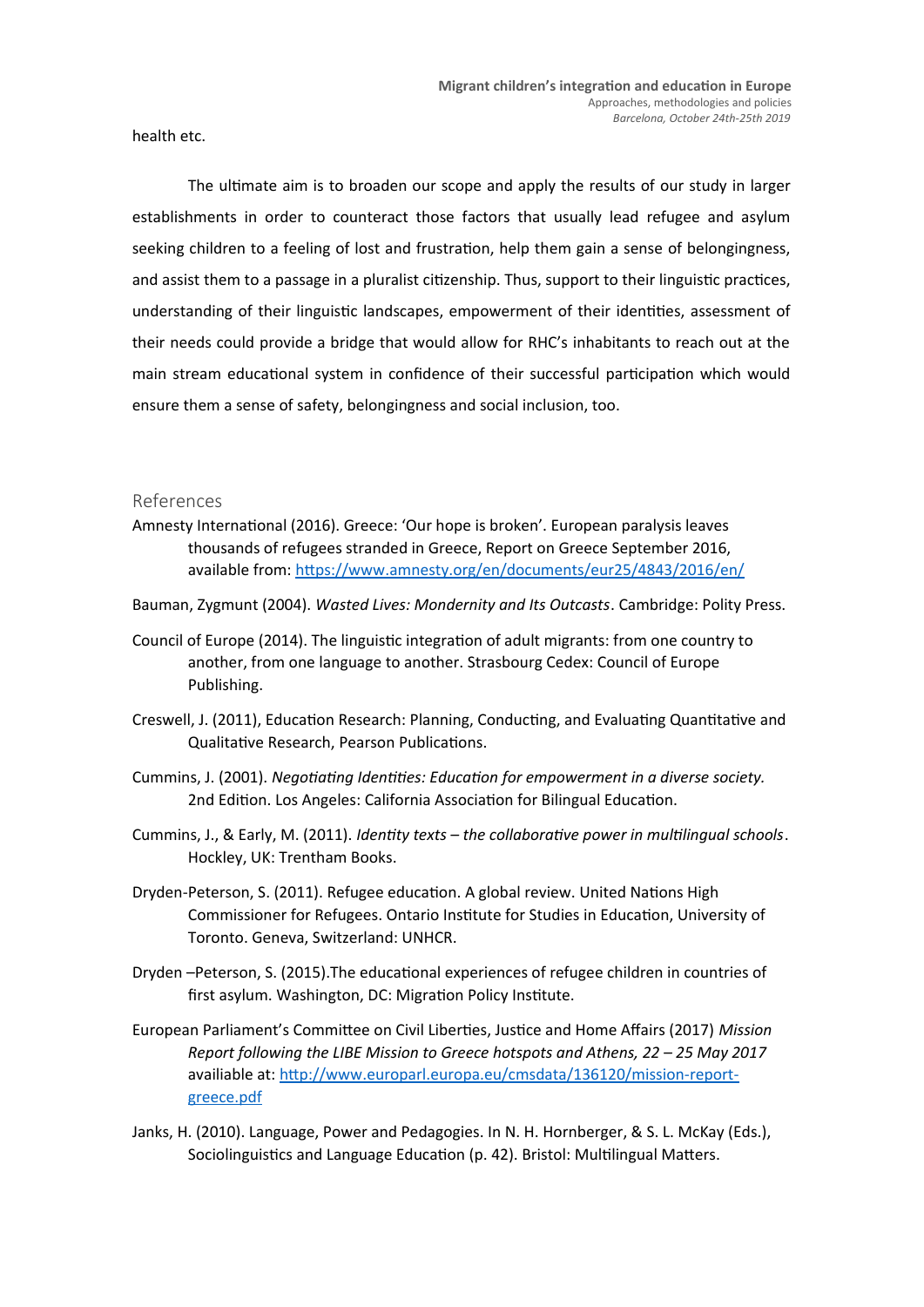health etc.

The ultimate aim is to broaden our scope and apply the results of our study in larger establishments in order to counteract those factors that usually lead refugee and asylum seeking children to a feeling of lost and frustration, help them gain a sense of belongingness, and assist them to a passage in a pluralist citizenship. Thus, support to their linguistic practices, understanding of their linguistic landscapes, empowerment of their identities, assessment of their needs could provide a bridge that would allow for RHC's inhabitants to reach out at the main stream educational system in confidence of their successful participation which would ensure them a sense of safety, belongingness and social inclusion, too.

## References

Amnesty International (2016). Greece: 'Our hope is broken'. European paralysis leaves thousands of refugees stranded in Greece, Report on Greece September 2016, available from: [https://www.amnesty.org/en/documents/eur25/4843/2016/en/](https://www.amnesty.org/en/documents/eur25/4843/2016/en/)

Bauman, Zygmunt (2004). *Wasted Lives: Mondernity and Its Outcasts*. Cambridge: Polity Press.

Council of Europe (2014). The linguistic integration of adult migrants: from one country to another, from one language to another. Strasbourg Cedex: Council of Europe Publishing.

Creswell, J. (2011), Education Research: Planning, Conducting, and Evaluating Quantitative and Qualitative Research, Pearson Publications.

Cummins, J. (2001). *Negotiating Identities: Education for empowerment in a diverse society.* 2nd Edition. Los Angeles: California Association for Bilingual Education.

Cummins, J., & Early, M. (2011). *Identity texts – the collaborative power in multilingual schools*. Hockley, UK: Trentham Books.

Dryden-Peterson, S. (2011). Refugee education. A global review. United Nations High Commissioner for Refugees. Ontario Institute for Studies in Education, University of Toronto. Geneva, Switzerland: UNHCR.

Dryden –Peterson, S. (2015).The educational experiences of refugee children in countries of first asylum. Washington, DC: Migration Policy Institute.

European Parliament's Committee on Civil Liberties, Justice and Home Affairs (2017) *Mission Report following the LIBE Mission to Greece hotspots and Athens, 22 – 25 May 2017* availiable at: [http://www.europarl.europa.eu/cmsdata/136120/mission-report-greece.pdf](http://www.europarl.europa.eu/cmsdata/136120/mission-report-greece.pdf)

Janks, H. (2010). Language, Power and Pedagogies. In N. H. Hornberger, & S. L. McKay (Eds.), Sociolinguistics and Language Education (p. 42). Bristol: Multilingual Matters.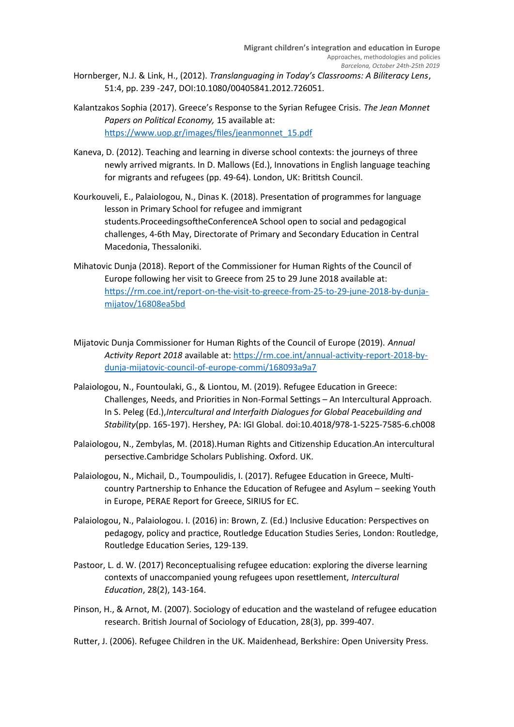Hornberger, N.J. & Link, H., (2012). *Translanguaging in Today's Classrooms: A Biliteracy Lens*, 51:4, pp. 239 -247, DOI:10.1080/00405841.2012.726051.

Kalantzakos Sophia (2017). Greece's Response to the Syrian Refugee Crisis. *The Jean Monnet Papers on Political Economy,* 15 available at: https://www.uop.gr/images/files/jeanmonnet_15.pdf

Kaneva, D. (2012). Teaching and learning in diverse school contexts: the journeys of three newly arrived migrants. In D. Mallows (Ed.), Innovations in English language teaching for migrants and refugees (pp. 49-64). London, UK: Britisth Council.

Kourkouveli, E., Palaiologou, N., Dinas K. (2018). Presentation of programmes for language lesson in Primary School for refugee and immigrant students.ProceedingsoftheConferenceA School open to social and pedagogical challenges, 4-6th May, Directorate of Primary and Secondary Education in Central Macedonia, Thessaloniki.

Mihatovic Dunja (2018). Report of the Commissioner for Human Rights of the Council of Europe following her visit to Greece from 25 to 29 June 2018 available at: https://rm.coe.int/report-on-the-visit-to-greece-from-25-to-29-june-2018-by-dunja-mijatov/16808ea5bd

Mijatovic Dunja Commissioner for Human Rights of the Council of Europe (2019). *Annual Activity Report 2018* available at: https://rm.coe.int/annual-activity-report-2018-by-dunja-mijatovic-council-of-europe-commi/168093a9a7

Palaiologou, N., Fountoulaki, G., & Liontou, M. (2019). Refugee Education in Greece: Challenges, Needs, and Priorities in Non-Formal Settings – An Intercultural Approach. In S. Peleg (Ed.),*Intercultural and Interfaith Dialogues for Global Peacebuilding and Stability*(pp. 165-197). Hershey, PA: IGI Global. doi:10.4018/978-1-5225-7585-6.ch008

Palaiologou, N., Zembylas, M. (2018).Human Rights and Citizenship Education.An intercultural persective.Cambridge Scholars Publishing. Oxford. UK.

Palaiologou, N., Michail, D., Toumpoulidis, I. (2017). Refugee Education in Greece, Multi-country Partnership to Enhance the Education of Refugee and Asylum – seeking Youth in Europe, PERAE Report for Greece, SIRIUS for EC.

Palaiologou, N., Palaiologou. I. (2016) in: Brown, Z. (Ed.) Inclusive Education: Perspectives on pedagogy, policy and practice, Routledge Education Studies Series, London: Routledge, Routledge Education Series, 129-139.

Pastoor, L. d. W. (2017) Reconceptualising refugee education: exploring the diverse learning contexts of unaccompanied young refugees upon resettlement, *Intercultural Education*, 28(2), 143-164.

Pinson, H., & Arnot, M. (2007). Sociology of education and the wasteland of refugee education research. British Journal of Sociology of Education, 28(3), pp. 399-407.

Rutter, J. (2006). Refugee Children in the UK. Maidenhead, Berkshire: Open University Press.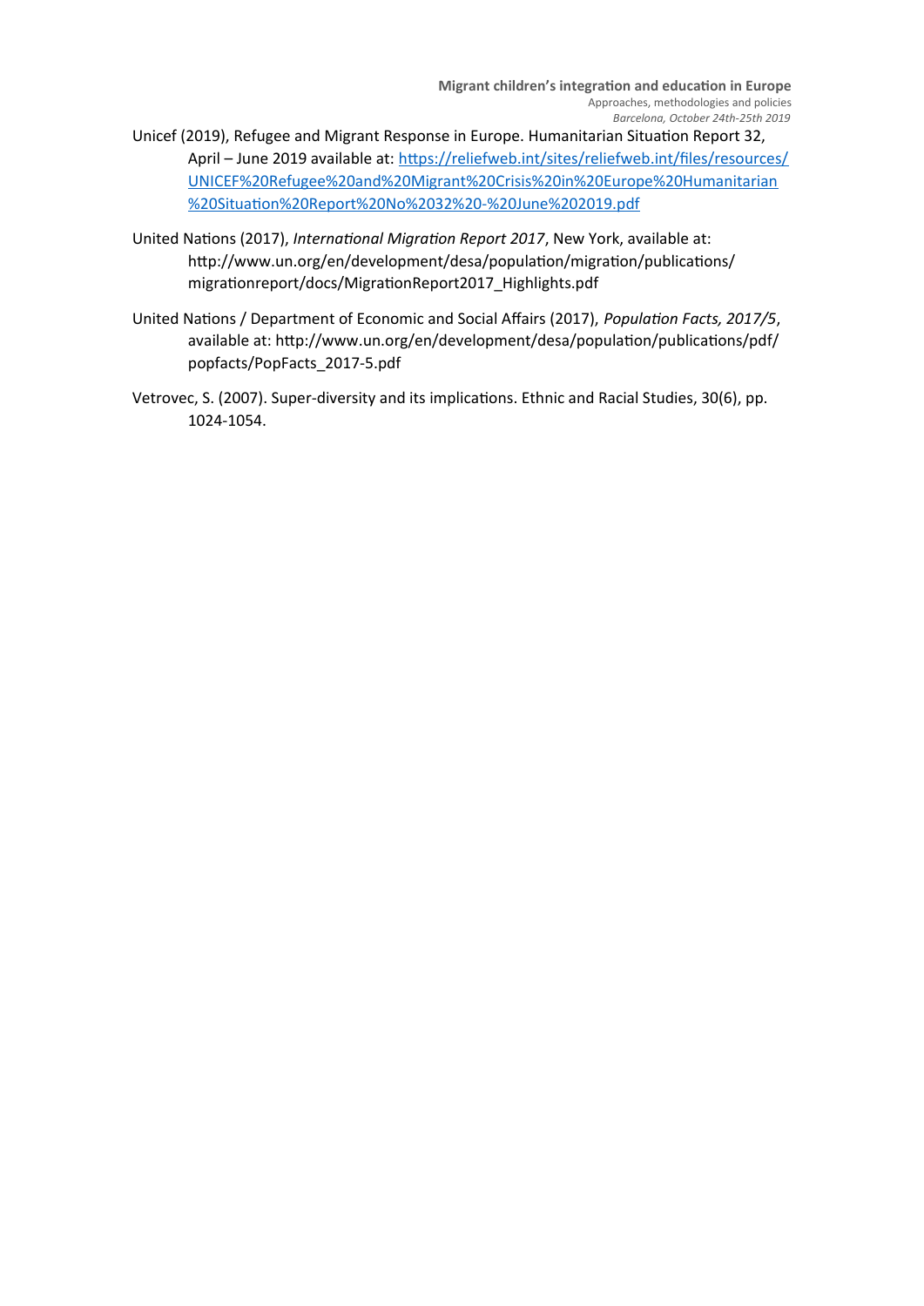Unicef (2019), Refugee and Migrant Response in Europe. Humanitarian Situation Report 32, April – June 2019 available at: [https://reliefweb.int/sites/reliefweb.int/files/resources/UNICEF%20Refugee%20and%20Migrant%20Crisis%20in%20Europe%20Humanitarian%20Situation%20Report%20No%2032%20-%20June%202019.pdf](https://reliefweb.int/sites/reliefweb.int/files/resources/UNICEF%20Refugee%20and%20Migrant%20Crisis%20in%20Europe%20Humanitarian%20Situation%20Report%20No%2032%20-%20June%202019.pdf)

United Nations (2017), *International Migration Report 2017*, New York, available at: http://www.un.org/en/development/desa/population/migration/publications/migrationreport/docs/MigrationReport2017_Highlights.pdf

United Nations / Department of Economic and Social Affairs (2017), *Population Facts, 2017/5*, available at: http://www.un.org/en/development/desa/population/publications/pdf/popfacts/PopFacts_2017-5.pdf

Vetrovec, S. (2007). Super-diversity and its implications. Ethnic and Racial Studies, 30(6), pp. 1024-1054.